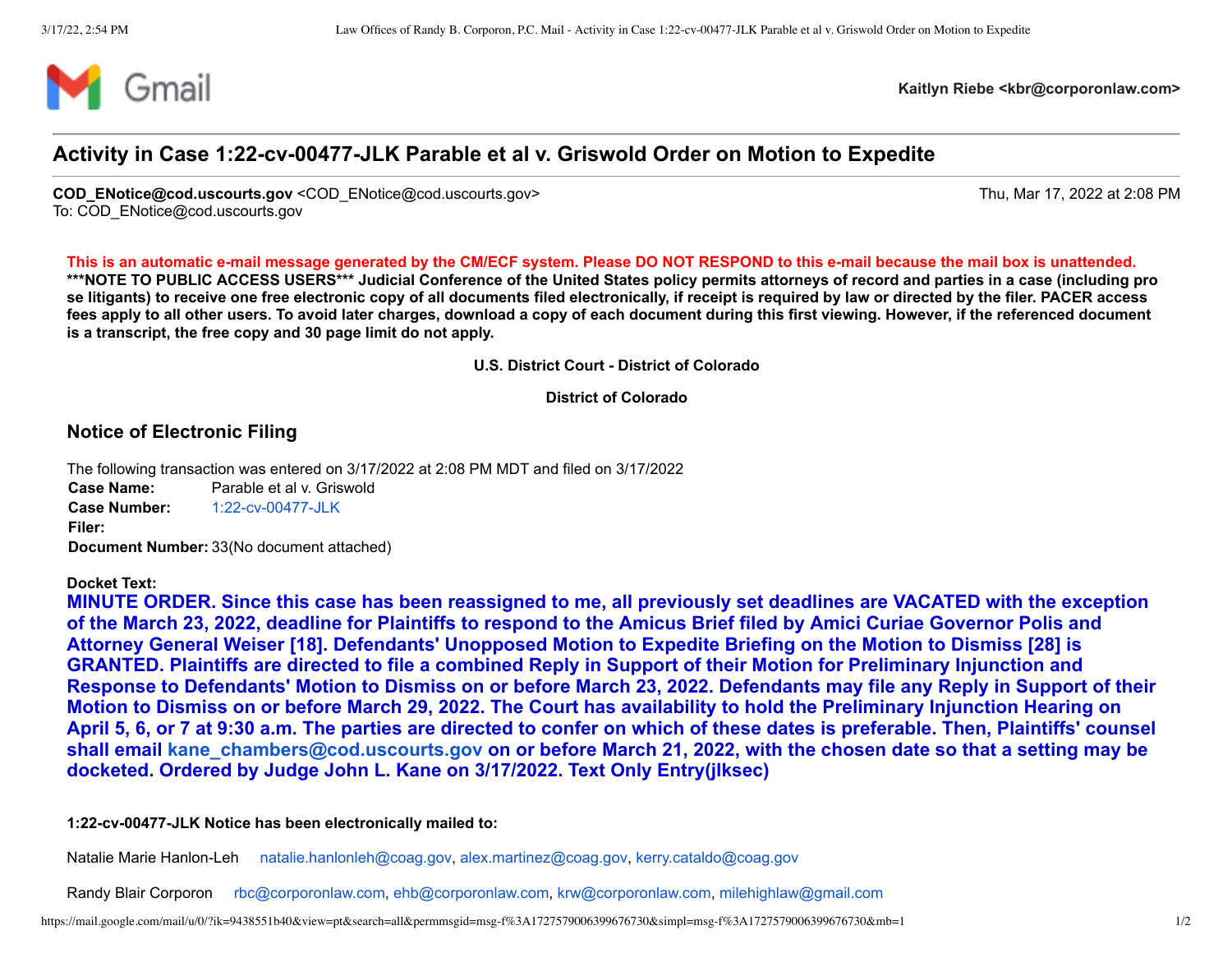Gmail

**Kaitlyn Riebe <kbr@corporonlaw.com>**

## Activity in Case 1:22-cv-00477-JLK Parable et al v. Griswold Order on Motion to Expedite

**COD_ENotice@cod.uscourts.gov** <COD_ENotice@cod.uscourts.gov>
To: COD_ENotice@cod.uscourts.gov

Thu, Mar 17, 2022 at 2:08 PM

**This is an automatic e-mail message generated by the CM/ECF system. Please DO NOT RESPOND to this e-mail because the mail box is unattended.**
**\*\*\*NOTE TO PUBLIC ACCESS USERS\*\*\* Judicial Conference of the United States policy permits attorneys of record and parties in a case (including pro se litigants) to receive one free electronic copy of all documents filed electronically, if receipt is required by law or directed by the filer. PACER access fees apply to all other users. To avoid later charges, download a copy of each document during this first viewing. However, if the referenced document is a transcript, the free copy and 30 page limit do not apply.**

**U.S. District Court - District of Colorado**

**District of Colorado**

### Notice of Electronic Filing

The following transaction was entered on 3/17/2022 at 2:08 PM MDT and filed on 3/17/2022

**Case Name:** Parable et al v. Griswold
**Case Number:** 1:22-cv-00477-JLK
**Filer:**
**Document Number:** 33(No document attached)

**Docket Text:**
**MINUTE ORDER. Since this case has been reassigned to me, all previously set deadlines are VACATED with the exception of the March 23, 2022, deadline for Plaintiffs to respond to the Amicus Brief filed by Amici Curiae Governor Polis and Attorney General Weiser [18]. Defendants' Unopposed Motion to Expedite Briefing on the Motion to Dismiss [28] is GRANTED. Plaintiffs are directed to file a combined Reply in Support of their Motion for Preliminary Injunction and Response to Defendants' Motion to Dismiss on or before March 23, 2022. Defendants may file any Reply in Support of their Motion to Dismiss on or before March 29, 2022. The Court has availability to hold the Preliminary Injunction Hearing on April 5, 6, or 7 at 9:30 a.m. The parties are directed to confer on which of these dates is preferable. Then, Plaintiffs' counsel shall email kane_chambers@cod.uscourts.gov on or before March 21, 2022, with the chosen date so that a setting may be docketed. Ordered by Judge John L. Kane on 3/17/2022. Text Only Entry(jlksec)**

**1:22-cv-00477-JLK Notice has been electronically mailed to:**

Natalie Marie Hanlon-Leh natalie.hanlonleh@coag.gov, alex.martinez@coag.gov, kerry.cataldo@coag.gov

Randy Blair Corporon rbc@corporonlaw.com, ehb@corporonlaw.com, krw@corporonlaw.com, milehighlaw@gmail.com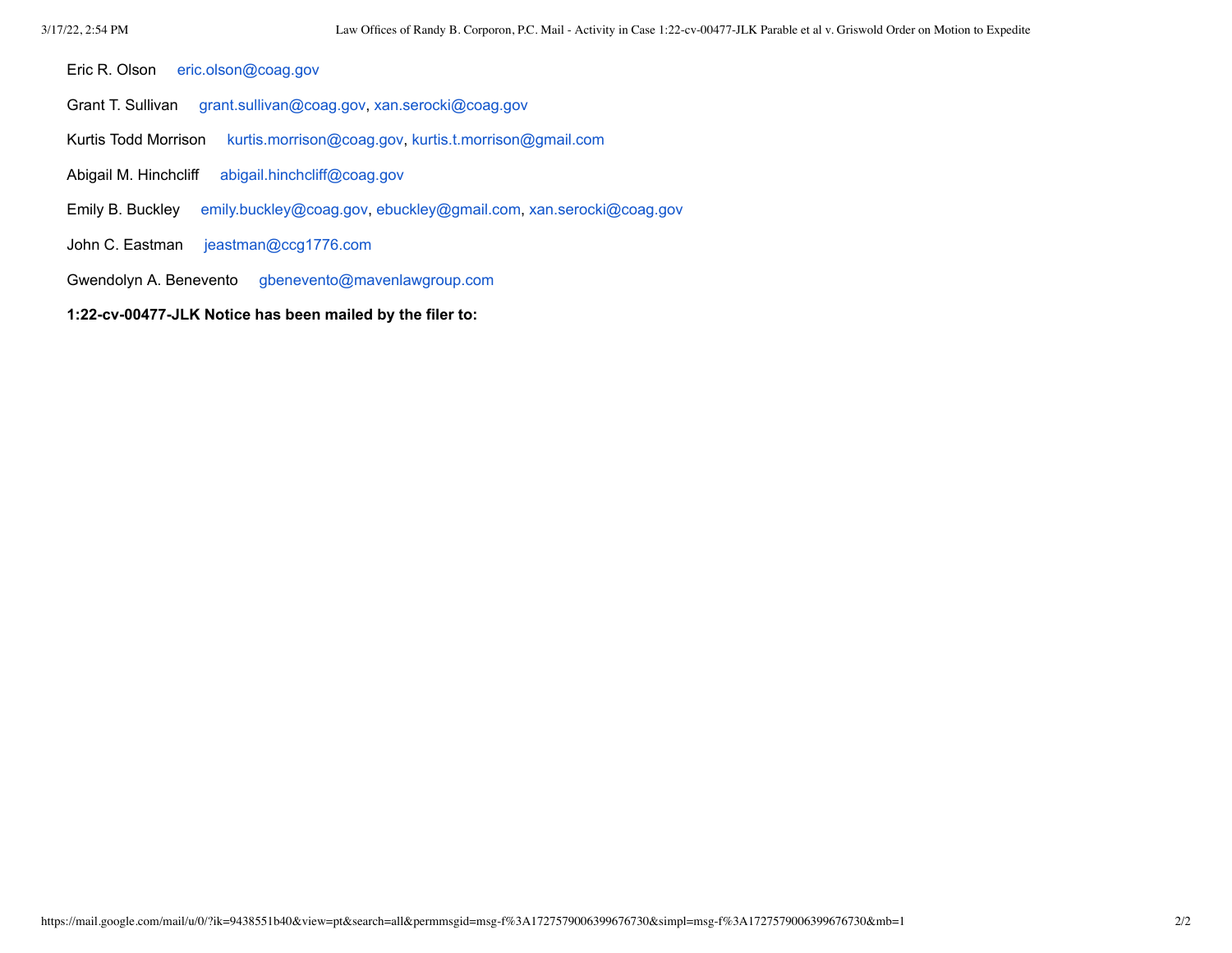Eric R. Olson eric.olson@coag.gov

Grant T. Sullivan grant.sullivan@coag.gov, xan.serocki@coag.gov

Kurtis Todd Morrison kurtis.morrison@coag.gov, kurtis.t.morrison@gmail.com

Abigail M. Hinchcliff abigail.hinchcliff@coag.gov

Emily B. Buckley emily.buckley@coag.gov, ebuckley@gmail.com, xan.serocki@coag.gov

John C. Eastman jeastman@ccg1776.com

Gwendolyn A. Benevento gbenevento@mavenlawgroup.com

**1:22-cv-00477-JLK Notice has been mailed by the filer to:**